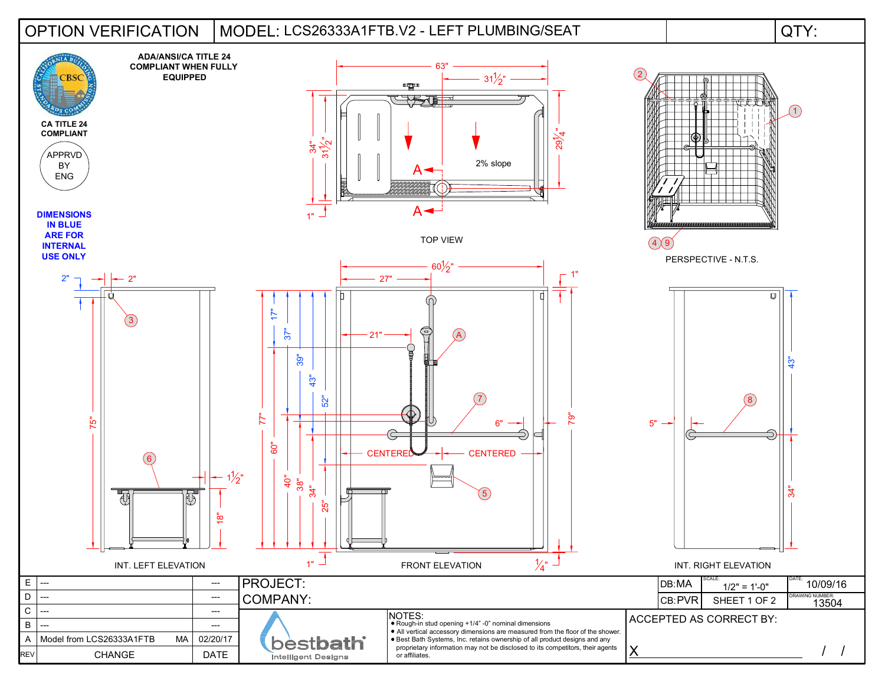# OPTION VERIFICATION

## MODEL: LCS26333A1FTB.V2 - LEFT PLUMBING/SEAT

QTY:

**ADA/ANSI/CA TITLE 24 COMPLIANT WHEN FULLY EQUIPPED**

CBSC

**CA TITLE 24 COMPLIANT**

APPRVD BY ENG

**DIMENSIONS IN BLUE ARE FOR INTERNAL USE ONLY**

TOP VIEW

63" — 31½" — 34" — 31½" — 29¼" — 1" — 2% slope — A — A

PERSPECTIVE - N.T.S.

1 — 2 — 4 — 9

INT. LEFT ELEVATION

2" — 2" — 75" — 1½" — 18" — 3 — 6

FRONT ELEVATION

60½" — 27" — 21" — 6" — 1" — 17" — 37" — 39" — 43" — 52" — 77" — 60" — 40" — 38" — 34" — 25" — 79" — 1" — ¼" — CENTERED — CENTERED — A — 7 — 5

INT. RIGHT ELEVATION

5" — 43" — 34" — 8

| REV | CHANGE | | DATE |
|---|---|---|---|
| E | --- | | --- |
| D | --- | | --- |
| C | --- | | --- |
| B | --- | | --- |
| A | Model from LCS26333A1FTB | MA | 02/20/17 |

PROJECT:

COMPANY:

| DB:MA | SCALE: 1/2" = 1'-0" | DATE: 10/09/16 |
|---|---|---|
| CB:PVR | SHEET 1 OF 2 | DRAWING NUMBER: 13504 |

bestbath Intelligent Designs

NOTES:
- Rough-in stud opening +1/4" -0" nominal dimensions
- All vertical accessory dimensions are measured from the floor of the shower.
- Best Bath Systems, Inc. retains ownership of all product designs and any proprietary information may not be disclosed to its competitors, their agents or affiliates.

ACCEPTED AS CORRECT BY:

X / /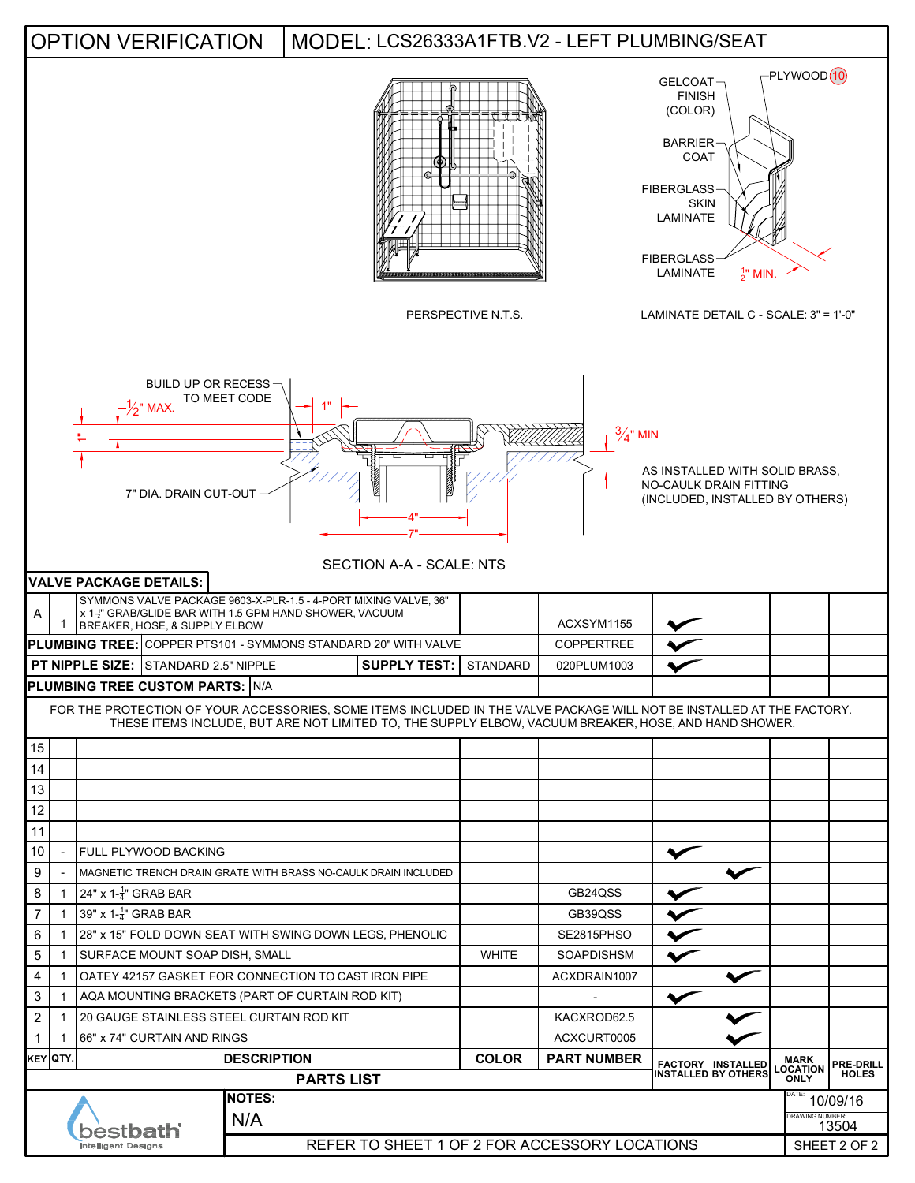# OPTION VERIFICATION

## MODEL: LCS26333A1FTB.V2 - LEFT PLUMBING/SEAT

GELCOAT FINISH (COLOR)

BARRIER COAT

FIBERGLASS SKIN LAMINATE

FIBERGLASS LAMINATE

PLYWOOD (10)

$\frac{1}{2}$" MIN.

PERSPECTIVE N.T.S.

LAMINATE DETAIL C - SCALE: 3" = 1'-0"

BUILD UP OR RECESS TO MEET CODE

$\frac{1}{2}$" MAX.

1"

$\frac{3}{4}$" MIN

7" DIA. DRAIN CUT-OUT

4"

7"

AS INSTALLED WITH SOLID BRASS, NO-CAULK DRAIN FITTING (INCLUDED, INSTALLED BY OTHERS)

SECTION A-A - SCALE: NTS

**VALVE PACKAGE DETAILS:**

| KEY | QTY. | DESCRIPTION | COLOR | PART NUMBER | FACTORY INSTALLED | INSTALLED BY OTHERS | MARK LOCATION ONLY | PRE-DRILL HOLES |
|---|---|---|---|---|---|---|---|---|
| A | 1 | SYMMONS VALVE PACKAGE 9603-X-PLR-1.5 - 4-PORT MIXING VALVE, 36" x 1-$\frac{1}{2}$" GRAB/GLIDE BAR WITH 1.5 GPM HAND SHOWER, VACUUM BREAKER, HOSE, & SUPPLY ELBOW | | ACXSYM1155 | ✓ | | | |
| | | **PLUMBING TREE:** COPPER PTS101 - SYMMONS STANDARD 20" WITH VALVE | | COPPERTREE | ✓ | | | |
| | | **PT NIPPLE SIZE:** STANDARD 2.5" NIPPLE — **SUPPLY TEST:** | STANDARD | 020PLUM1003 | ✓ | | | |
| | | **PLUMBING TREE CUSTOM PARTS:** N/A | | | | | | |

FOR THE PROTECTION OF YOUR ACCESSORIES, SOME ITEMS INCLUDED IN THE VALVE PACKAGE WILL NOT BE INSTALLED AT THE FACTORY. THESE ITEMS INCLUDE, BUT ARE NOT LIMITED TO, THE SUPPLY ELBOW, VACUUM BREAKER, HOSE, AND HAND SHOWER.

**PARTS LIST**

| KEY | QTY. | DESCRIPTION | COLOR | PART NUMBER | FACTORY INSTALLED | INSTALLED BY OTHERS | MARK LOCATION ONLY | PRE-DRILL HOLES |
|---|---|---|---|---|---|---|---|---|
| 15 | | | | | | | | |
| 14 | | | | | | | | |
| 13 | | | | | | | | |
| 12 | | | | | | | | |
| 11 | | | | | | | | |
| 10 | - | FULL PLYWOOD BACKING | | | ✓ | | | |
| 9 | - | MAGNETIC TRENCH DRAIN GRATE WITH BRASS NO-CAULK DRAIN INCLUDED | | | | ✓ | | |
| 8 | 1 | 24" x 1-$\frac{1}{4}$" GRAB BAR | | GB24QSS | ✓ | | | |
| 7 | 1 | 39" x 1-$\frac{1}{4}$" GRAB BAR | | GB39QSS | ✓ | | | |
| 6 | 1 | 28" x 15" FOLD DOWN SEAT WITH SWING DOWN LEGS, PHENOLIC | | SE2815PHSO | ✓ | | | |
| 5 | 1 | SURFACE MOUNT SOAP DISH, SMALL | WHITE | SOAPDISHSM | ✓ | | | |
| 4 | 1 | OATEY 42157 GASKET FOR CONNECTION TO CAST IRON PIPE | | ACXDRAIN1007 | | ✓ | | |
| 3 | 1 | AQA MOUNTING BRACKETS (PART OF CURTAIN ROD KIT) | | - | ✓ | | | |
| 2 | 1 | 20 GAUGE STAINLESS STEEL CURTAIN ROD KIT | | KACXROD62.5 | | ✓ | | |
| 1 | 1 | 66" x 74" CURTAIN AND RINGS | | ACXCURT0005 | | ✓ | | |

bestbath Intelligent Designs

**NOTES:**

N/A

REFER TO SHEET 1 OF 2 FOR ACCESSORY LOCATIONS

DATE: 10/09/16

DRAWING NUMBER: 13504

SHEET 2 OF 2